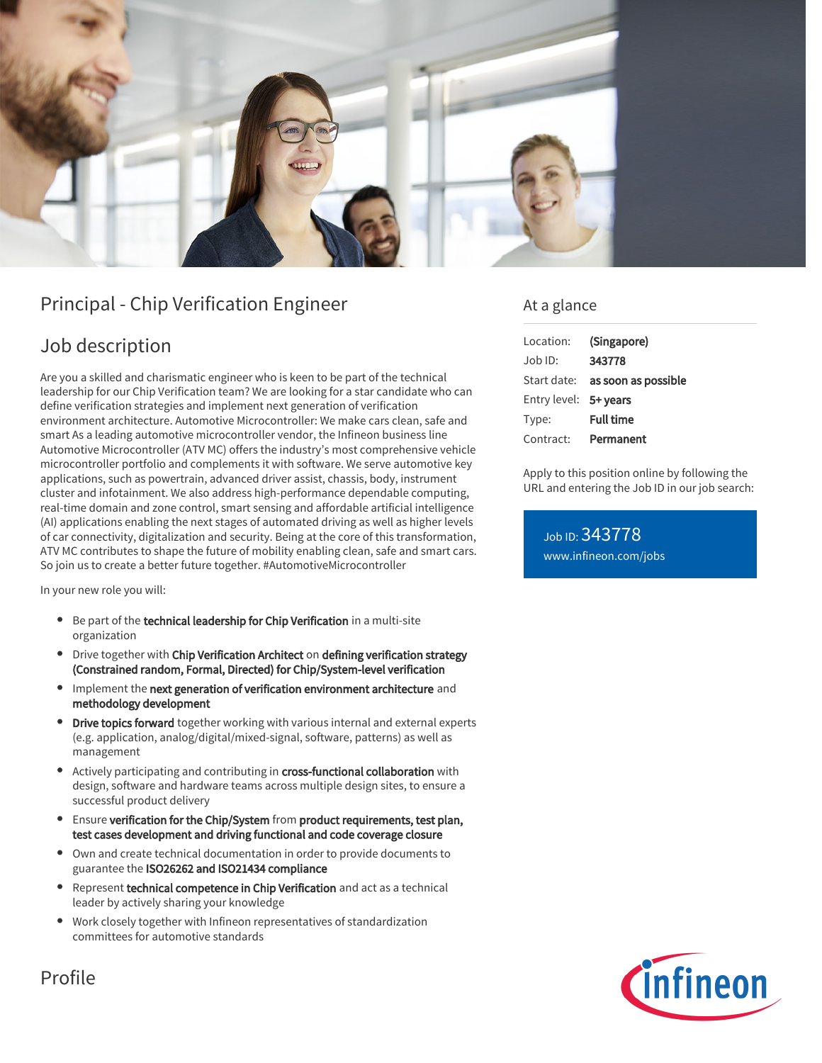# Principal - Chip Verification Engineer

## Job description

Are you a skilled and charismatic engineer who is keen to be part of the technical leadership for our Chip Verification team? We are looking for a star candidate who can define verification strategies and implement next generation of verification environment architecture. Automotive Microcontroller: We make cars clean, safe and smart As a leading automotive microcontroller vendor, the Infineon business line Automotive Microcontroller (ATV MC) offers the industry's most comprehensive vehicle microcontroller portfolio and complements it with software. We serve automotive key applications, such as powertrain, advanced driver assist, chassis, body, instrument cluster and infotainment. We also address high-performance dependable computing, real-time domain and zone control, smart sensing and affordable artificial intelligence (AI) applications enabling the next stages of automated driving as well as higher levels of car connectivity, digitalization and security. Being at the core of this transformation, ATV MC contributes to shape the future of mobility enabling clean, safe and smart cars. So join us to create a better future together. #AutomotiveMicrocontroller

In your new role you will:

- Be part of the **technical leadership for Chip Verification** in a multi-site organization
- Drive together with **Chip Verification Architect** on **defining verification strategy (Constrained random, Formal, Directed) for Chip/System-level verification**
- Implement the **next generation of verification environment architecture** and **methodology development**
- **Drive topics forward** together working with various internal and external experts (e.g. application, analog/digital/mixed-signal, software, patterns) as well as management
- Actively participating and contributing in **cross-functional collaboration** with design, software and hardware teams across multiple design sites, to ensure a successful product delivery
- Ensure **verification for the Chip/System** from **product requirements, test plan, test cases development and driving functional and code coverage closure**
- Own and create technical documentation in order to provide documents to guarantee the **ISO26262 and ISO21434 compliance**
- Represent **technical competence in Chip Verification** and act as a technical leader by actively sharing your knowledge
- Work closely together with Infineon representatives of standardization committees for automotive standards

## Profile

## At a glance

| | |
|---|---|
| Location: | **(Singapore)** |
| Job ID: | **343778** |
| Start date: | **as soon as possible** |
| Entry level: | **5+ years** |
| Type: | **Full time** |
| Contract: | **Permanent** |

Apply to this position online by following the URL and entering the Job ID in our job search:

Job ID: 343778
www.infineon.com/jobs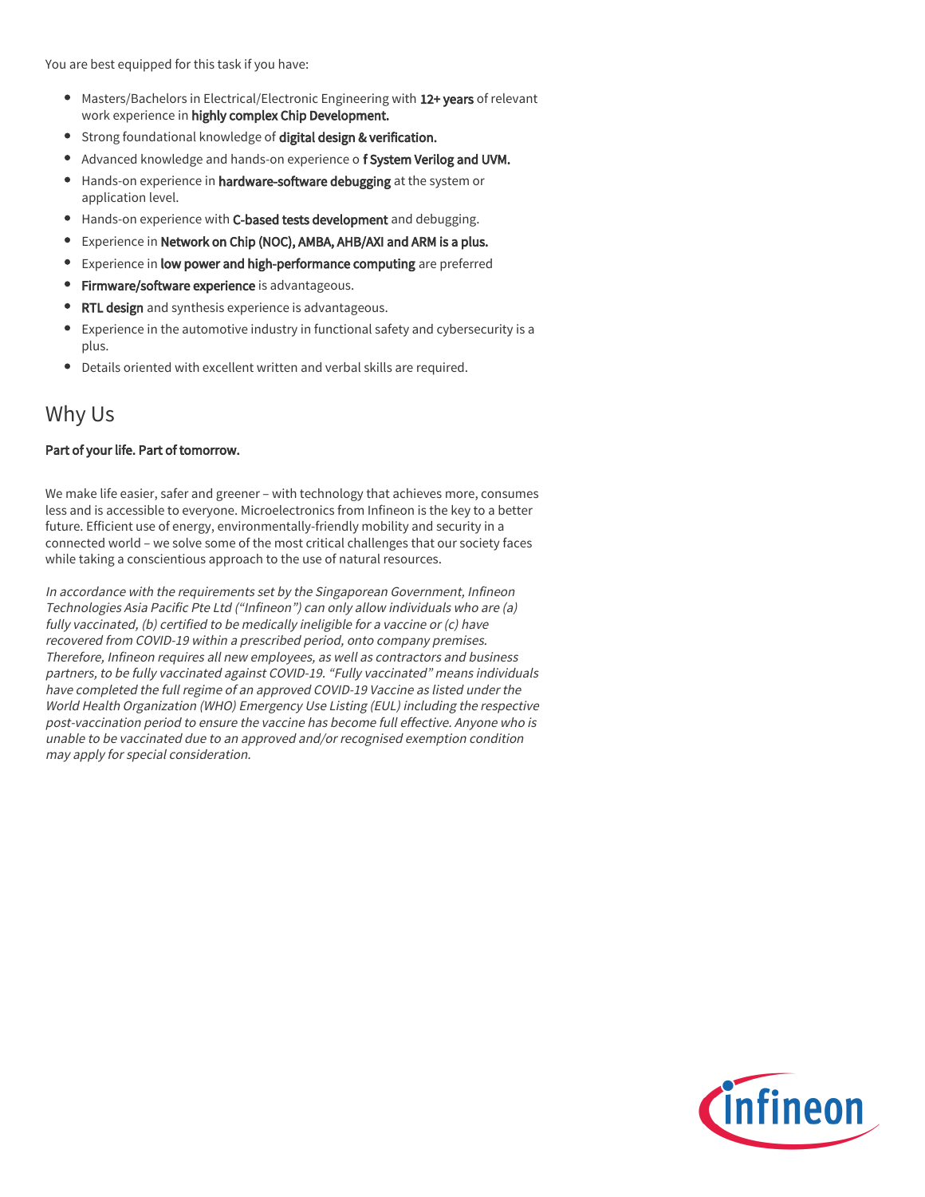You are best equipped for this task if you have:

- Masters/Bachelors in Electrical/Electronic Engineering with **12+ years** of relevant work experience in **highly complex Chip Development.**
- Strong foundational knowledge of **digital design & verification.**
- Advanced knowledge and hands-on experience o **f System Verilog and UVM.**
- Hands-on experience in **hardware-software debugging** at the system or application level.
- Hands-on experience with **C-based tests development** and debugging.
- Experience in **Network on Chip (NOC), AMBA, AHB/AXI and ARM is a plus.**
- Experience in **low power and high-performance computing** are preferred
- **Firmware/software experience** is advantageous.
- **RTL design** and synthesis experience is advantageous.
- Experience in the automotive industry in functional safety and cybersecurity is a plus.
- Details oriented with excellent written and verbal skills are required.

## Why Us

**Part of your life. Part of tomorrow.**

We make life easier, safer and greener – with technology that achieves more, consumes less and is accessible to everyone. Microelectronics from Infineon is the key to a better future. Efficient use of energy, environmentally-friendly mobility and security in a connected world – we solve some of the most critical challenges that our society faces while taking a conscientious approach to the use of natural resources.

*In accordance with the requirements set by the Singaporean Government, Infineon Technologies Asia Pacific Pte Ltd ("Infineon") can only allow individuals who are (a) fully vaccinated, (b) certified to be medically ineligible for a vaccine or (c) have recovered from COVID-19 within a prescribed period, onto company premises. Therefore, Infineon requires all new employees, as well as contractors and business partners, to be fully vaccinated against COVID-19. "Fully vaccinated" means individuals have completed the full regime of an approved COVID-19 Vaccine as listed under the World Health Organization (WHO) Emergency Use Listing (EUL) including the respective post-vaccination period to ensure the vaccine has become full effective. Anyone who is unable to be vaccinated due to an approved and/or recognised exemption condition may apply for special consideration.*